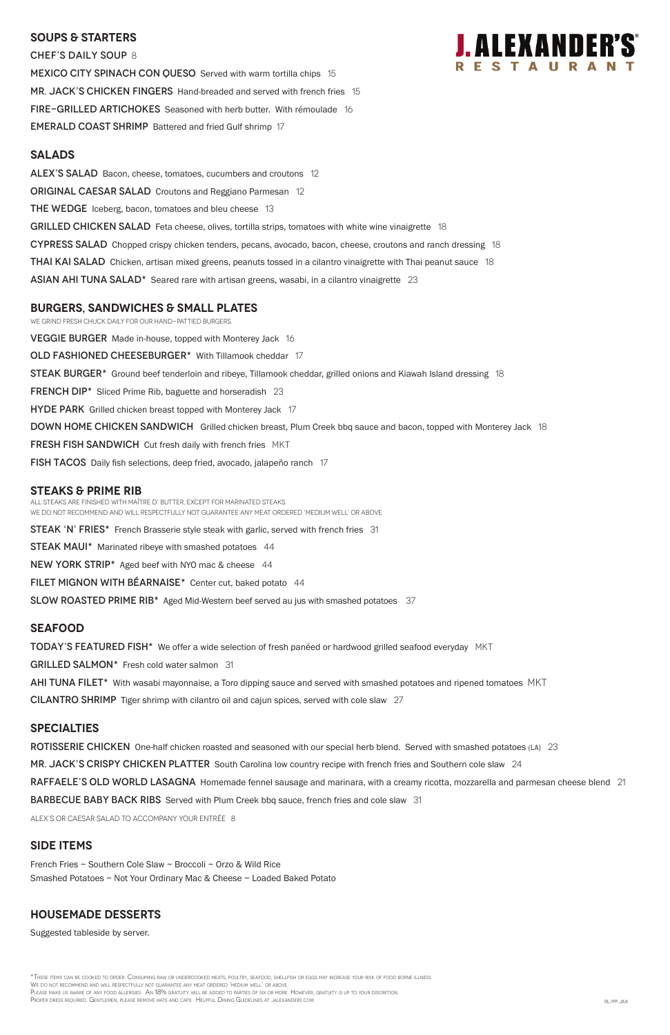# J. ALEXANDER'S RESTAURANT

## SOUPS & STARTERS

**CHEF'S DAILY SOUP** 8

**MEXICO CITY SPINACH CON QUESO** Served with warm tortilla chips 15

**MR. JACK'S CHICKEN FINGERS** Hand-breaded and served with french fries 15

**FIRE-GRILLED ARTICHOKES** Seasoned with herb butter. With rémoulade 16

**EMERALD COAST SHRIMP** Battered and fried Gulf shrimp 17

## SALADS

**ALEX'S SALAD** Bacon, cheese, tomatoes, cucumbers and croutons 12

**ORIGINAL CAESAR SALAD** Croutons and Reggiano Parmesan 12

**THE WEDGE** Iceberg, bacon, tomatoes and bleu cheese 13

**GRILLED CHICKEN SALAD** Feta cheese, olives, tortilla strips, tomatoes with white wine vinaigrette 18

**CYPRESS SALAD** Chopped crispy chicken tenders, pecans, avocado, bacon, cheese, croutons and ranch dressing 18

**THAI KAI SALAD** Chicken, artisan mixed greens, peanuts tossed in a cilantro vinaigrette with Thai peanut sauce 18

**ASIAN AHI TUNA SALAD*** Seared rare with artisan greens, wasabi, in a cilantro vinaigrette 23

## BURGERS, SANDWICHES & SMALL PLATES

WE GRIND FRESH CHUCK DAILY FOR OUR HAND-PATTIED BURGERS.

**VEGGIE BURGER** Made in-house, topped with Monterey Jack 16

**OLD FASHIONED CHEESEBURGER*** With Tillamook cheddar 17

**STEAK BURGER*** Ground beef tenderloin and ribeye, Tillamook cheddar, grilled onions and Kiawah Island dressing 18

**FRENCH DIP*** Sliced Prime Rib, baguette and horseradish 23

**HYDE PARK** Grilled chicken breast topped with Monterey Jack 17

**DOWN HOME CHICKEN SANDWICH** Grilled chicken breast, Plum Creek bbq sauce and bacon, topped with Monterey Jack 18

**FRESH FISH SANDWICH** Cut fresh daily with french fries MKT

**FISH TACOS** Daily fish selections, deep fried, avocado, jalapeño ranch 17

## STEAKS & PRIME RIB

ALL STEAKS ARE FINISHED WITH MAÎTRE D' BUTTER, EXCEPT FOR MARINATED STEAKS.
WE DO NOT RECOMMEND AND WILL RESPECTFULLY NOT GUARANTEE ANY MEAT ORDERED 'MEDIUM WELL' OR ABOVE.

**STEAK 'N' FRIES*** French Brasserie style steak with garlic, served with french fries 31

**STEAK MAUI*** Marinated ribeye with smashed potatoes 44

**NEW YORK STRIP*** Aged beef with NYO mac & cheese 44

**FILET MIGNON WITH BÉARNAISE*** Center cut, baked potato 44

**SLOW ROASTED PRIME RIB*** Aged Mid-Western beef served au jus with smashed potatoes 37

## SEAFOOD

**TODAY'S FEATURED FISH*** We offer a wide selection of fresh panéed or hardwood grilled seafood everyday MKT

**GRILLED SALMON*** Fresh cold water salmon 31

**AHI TUNA FILET*** With wasabi mayonnaise, a Toro dipping sauce and served with smashed potatoes and ripened tomatoes MKT

**CILANTRO SHRIMP** Tiger shrimp with cilantro oil and cajun spices, served with cole slaw 27

## SPECIALTIES

**ROTISSERIE CHICKEN** One-half chicken roasted and seasoned with our special herb blend. Served with smashed potatoes (LA) 23

**MR. JACK'S CRISPY CHICKEN PLATTER** South Carolina low country recipe with french fries and Southern cole slaw 24

**RAFFAELE'S OLD WORLD LASAGNA** Homemade fennel sausage and marinara, with a creamy ricotta, mozzarella and parmesan cheese blend 21

**BARBECUE BABY BACK RIBS** Served with Plum Creek bbq sauce, french fries and cole slaw 31

ALEX'S OR CAESAR SALAD TO ACCOMPANY YOUR ENTRÉE 8

## SIDE ITEMS

French Fries ~ Southern Cole Slaw ~ Broccoli ~ Orzo & Wild Rice
Smashed Potatoes ~ Not Your Ordinary Mac & Cheese ~ Loaded Baked Potato

## HOUSEMADE DESSERTS

Suggested tableside by server.

*These items can be cooked to order. Consuming raw or undercooked meats, poultry, seafood, shellfish or eggs may increase your risk of food borne illness.
We do not recommend and will respectfully not guarantee any meat ordered 'medium well' or above.
Please make us aware of any food allergies. An 18% gratuity will be added to parties of six or more. However, gratuity is up to your discretion.
Proper dress required. Gentlemen, please remove hats and caps. Helpful Dining Guidelines at jalexanders.com.

RL/PP JAX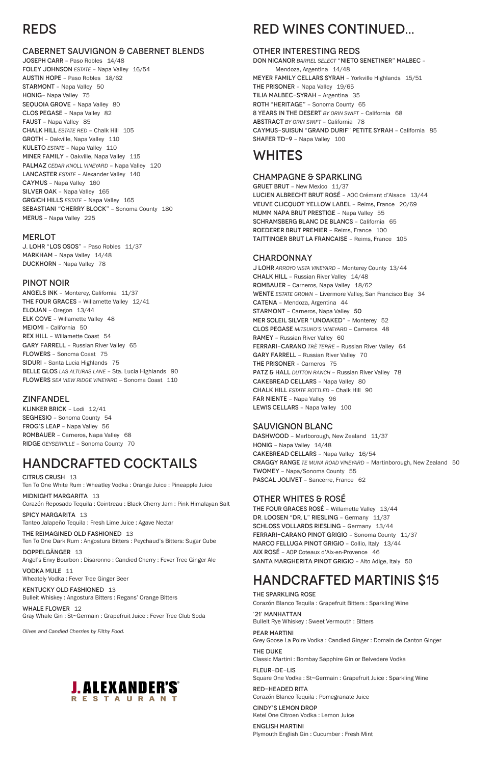# REDS

## CABERNET SAUVIGNON & CABERNET BLENDS

**JOSEPH CARR** – Paso Robles 14/48
**FOLEY JOHNSON** *ESTATE* – Napa Valley 16/54
**AUSTIN HOPE** – Paso Robles 18/62
**STARMONT** – Napa Valley 50
**HONIG**– Napa Valley 75
**SEQUOIA GROVE** – Napa Valley 80
**CLOS PEGASE** – Napa Valley 82
**FAUST** – Napa Valley 85
**CHALK HILL** *ESTATE RED* – Chalk Hill 105
**GROTH** – Oakville, Napa Valley 110
**KULETO** *ESTATE* – Napa Valley 110
**MINER FAMILY** – Oakville, Napa Valley 115
**PALMAZ** *CEDAR KNOLL VINEYARD* – Napa Valley 120
**LANCASTER** *ESTATE* – Alexander Valley 140
**CAYMUS** – Napa Valley 160
**SILVER OAK** – Napa Valley 165
**GRGICH HILLS** *ESTATE* – Napa Valley 165
**SEBASTIANI "CHERRY BLOCK"** – Sonoma County 180
**MERUS** – Napa Valley 225

## MERLOT

**J. LOHR "LOS OSOS"** – Paso Robles 11/37
**MARKHAM** – Napa Valley 14/48
**DUCKHORN** – Napa Valley 78

## PINOT NOIR

**ANGELS INK** – Monterey, California 11/37
**THE FOUR GRACES** – Willamette Valley 12/41
**ELOUAN** – Oregon 13/44
**ELK COVE** – Willamette Valley 48
**MEIOMI** – California 50
**REX HILL** – Willamette Coast 54
**GARY FARRELL** – Russian River Valley 65
**FLOWERS** – Sonoma Coast 75
**SIDURI** – Santa Lucia Highlands 75
**BELLE GLOS** *LAS ALTURAS LANE* – Sta. Lucia Highlands 90
**FLOWERS** *SEA VIEW RIDGE VINEYARD* – Sonoma Coast 110

## ZINFANDEL

**KLINKER BRICK** – Lodi 12/41
**SEGHESIO** – Sonoma County 54
**FROG'S LEAP** – Napa Valley 56
**ROMBAUER** – Carneros, Napa Valley 68
**RIDGE** *GEYSERVILLE* – Sonoma County 70

# HANDCRAFTED COCKTAILS

**CITRUS CRUSH** 13
Ten To One White Rum : Wheatley Vodka : Orange Juice : Pineapple Juice

**MIDNIGHT MARGARITA** 13
Corazón Reposado Tequila : Cointreau : Black Cherry Jam : Pink Himalayan Salt

**SPICY MARGARITA** 13
Tanteo Jalapeño Tequila : Fresh Lime Juice : Agave Nectar

**THE REIMAGINED OLD FASHIONED** 13
Ten To One Dark Rum : Angostura Bitters : Peychaud's Bitters: Sugar Cube

**DOPPELGÄNGER** 13
Angel's Envy Bourbon : Disaronno : Candied Cherry : Fever Tree Ginger Ale

**VODKA MULE** 11
Wheately Vodka : Fever Tree Ginger Beer

**KENTUCKY OLD FASHIONED** 13
Bulleit Whiskey : Angostura Bitters : Regans' Orange Bitters

**WHALE FLOWER** 12
Gray Whale Gin : St~Germain : Grapefruit Juice : Fever Tree Club Soda

*Olives and Candied Cherries by Filthy Food.*

**J. ALEXANDER'S** RESTAURANT

# RED WINES CONTINUED...

## OTHER INTERESTING REDS

**DON NICANOR** *BARREL SELECT* **"NIETO SENETINER" MALBEC** – Mendoza, Argentina 14/48
**MEYER FAMILY CELLARS SYRAH** – Yorkville Highlands 15/51
**THE PRISONER** – Napa Valley 19/65
**TILIA MALBEC–SYRAH** – Argentina 35
**ROTH "HERITAGE"** – Sonoma County 65
**8 YEARS IN THE DESERT** *BY ORIN SWIFT* – California 68
**ABSTRACT** *BY ORIN SWIFT* – California 78
**CAYMUS–SUISUN "GRAND DURIF" PETITE SYRAH** – California 85
**SHAFER TD–9** – Napa Valley 100

# WHITES

## CHAMPAGNE & SPARKLING

**GRUET BRUT** – New Mexico 11/37
**LUCIEN ALBRECHT BRUT ROSÉ** – AOC Crémant d'Alsace 13/44
**VEUVE CLICQUOT YELLOW LABEL** – Reims, France 20/69
**MUMM NAPA BRUT PRESTIGE** – Napa Valley 55
**SCHRAMSBERG BLANC DE BLANCS** – California 65
**ROEDERER BRUT PREMIER** – Reims, France 100
**TAITTINGER BRUT LA FRANCAISE** – Reims, France 105

## CHARDONNAY

**J LOHR** *ARROYO VISTA VINEYARD* – Monterey County 13/44
**CHALK HILL** – Russian River Valley 14/48
**ROMBAUER** – Carneros, Napa Valley 18/62
**WENTE** *ESTATE GROWN* – Livermore Valley, San Francisco Bay 34
**CATENA** – Mendoza, Argentina 44
**STARMONT** – Carneros, Napa Valley **50**
**MER SOLEIL SILVER "UNOAKED"** – Monterey 52
**CLOS PEGASE** *MITSUKO'S VINEYARD* – Carneros 48
**RAMEY** – Russian River Valley 60
**FERRARI–CARANO** *TRÉ TERRE* – Russian River Valley 64
**GARY FARRELL** – Russian River Valley 70
**THE PRISONER** – Carneros 75
**PATZ & HALL** *DUTTON RANCH* – Russian River Valley 78
**CAKEBREAD CELLARS** – Napa Valley 80
**CHALK HILL** *ESTATE BOTTLED* – Chalk Hill 90
**FAR NIENTE** – Napa Valley 96
**LEWIS CELLARS** – Napa Valley 100

## SAUVIGNON BLANC

**DASHWOOD** – Marlborough, New Zealand 11/37
**HONIG** – Napa Valley 14/48
**CAKEBREAD CELLARS** – Napa Valley 16/54
**CRAGGY RANGE** *TE MUNA ROAD VINEYARD* – Martinborough, New Zealand 50
**TWOMEY** – Napa/Sonoma County 55
**PASCAL JOLIVET** – Sancerre, France 62

## OTHER WHITES & ROSÉ

**THE FOUR GRACES ROSÉ** – Willamette Valley 13/44
**DR. LOOSEN "DR. L" RIESLING** – Germany 11/37
**SCHLOSS VOLLARDS RIESLING** – Germany 13/44
**FERRARI–CARANO PINOT GRIGIO** – Sonoma County 11/37
**MARCO FELLUGA PINOT GRIGIO** – Collio, Italy 13/44
**AIX ROSÉ** – AOP Coteaux d'Aix-en-Provence 46
**SANTA MARGHERITA PINOT GRIGIO** – Alto Adige, Italy 50

# HANDCRAFTED MARTINIS $15

**THE SPARKLING ROSE**
Corazón Blanco Tequila : Grapefruit Bitters : Sparkling Wine

**'21' MANHATTAN**
Bulleit Rye Whiskey : Sweet Vermouth : Bitters

**PEAR MARTINI**
Grey Goose La Poire Vodka : Candied Ginger : Domain de Canton Ginger

**THE DUKE**
Classic Martini : Bombay Sapphire Gin or Belvedere Vodka

**FLEUR–DE–LIS**
Square One Vodka : St~Germain : Grapefruit Juice : Sparkling Wine

**RED–HEADED RITA**
Corazón Blanco Tequila : Pomegranate Juice

**CINDY'S LEMON DROP**
Ketel One Citroen Vodka : Lemon Juice

**ENGLISH MARTINI**
Plymouth English Gin : Cucumber : Fresh Mint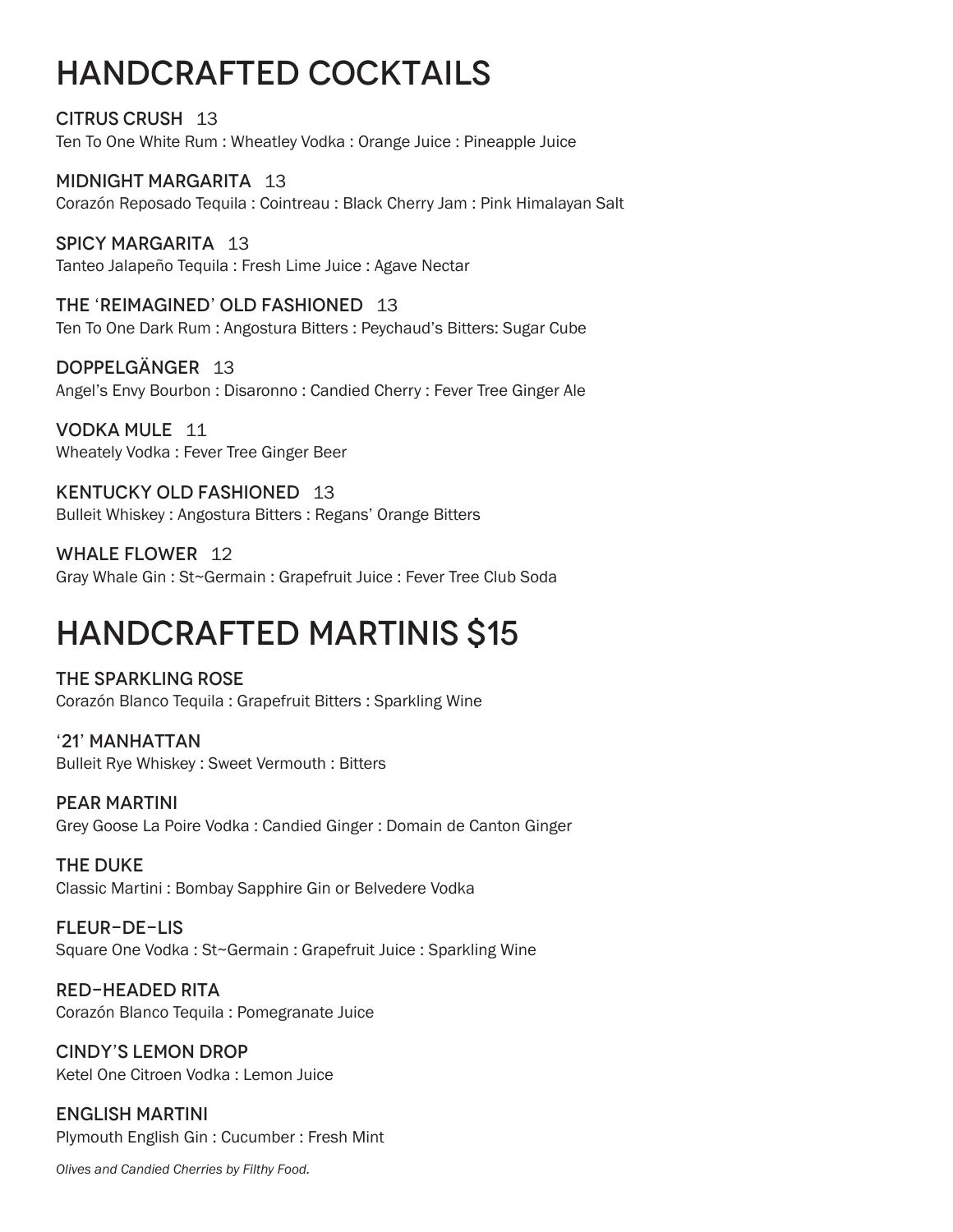# HANDCRAFTED COCKTAILS

**CITRUS CRUSH** 13
Ten To One White Rum : Wheatley Vodka : Orange Juice : Pineapple Juice

**MIDNIGHT MARGARITA** 13
Corazón Reposado Tequila : Cointreau : Black Cherry Jam : Pink Himalayan Salt

**SPICY MARGARITA** 13
Tanteo Jalapeño Tequila : Fresh Lime Juice : Agave Nectar

**THE 'REIMAGINED' OLD FASHIONED** 13
Ten To One Dark Rum : Angostura Bitters : Peychaud's Bitters: Sugar Cube

**DOPPELGÄNGER** 13
Angel's Envy Bourbon : Disaronno : Candied Cherry : Fever Tree Ginger Ale

**VODKA MULE** 11
Wheately Vodka : Fever Tree Ginger Beer

**KENTUCKY OLD FASHIONED** 13
Bulleit Whiskey : Angostura Bitters : Regans' Orange Bitters

**WHALE FLOWER** 12
Gray Whale Gin : St~Germain : Grapefruit Juice : Fever Tree Club Soda

# HANDCRAFTED MARTINIS $15

**THE SPARKLING ROSE**
Corazón Blanco Tequila : Grapefruit Bitters : Sparkling Wine

**'21' MANHATTAN**
Bulleit Rye Whiskey : Sweet Vermouth : Bitters

**PEAR MARTINI**
Grey Goose La Poire Vodka : Candied Ginger : Domain de Canton Ginger

**THE DUKE**
Classic Martini : Bombay Sapphire Gin or Belvedere Vodka

**FLEUR-DE-LIS**
Square One Vodka : St~Germain : Grapefruit Juice : Sparkling Wine

**RED-HEADED RITA**
Corazón Blanco Tequila : Pomegranate Juice

**CINDY'S LEMON DROP**
Ketel One Citroen Vodka : Lemon Juice

**ENGLISH MARTINI**
Plymouth English Gin : Cucumber : Fresh Mint

*Olives and Candied Cherries by Filthy Food.*